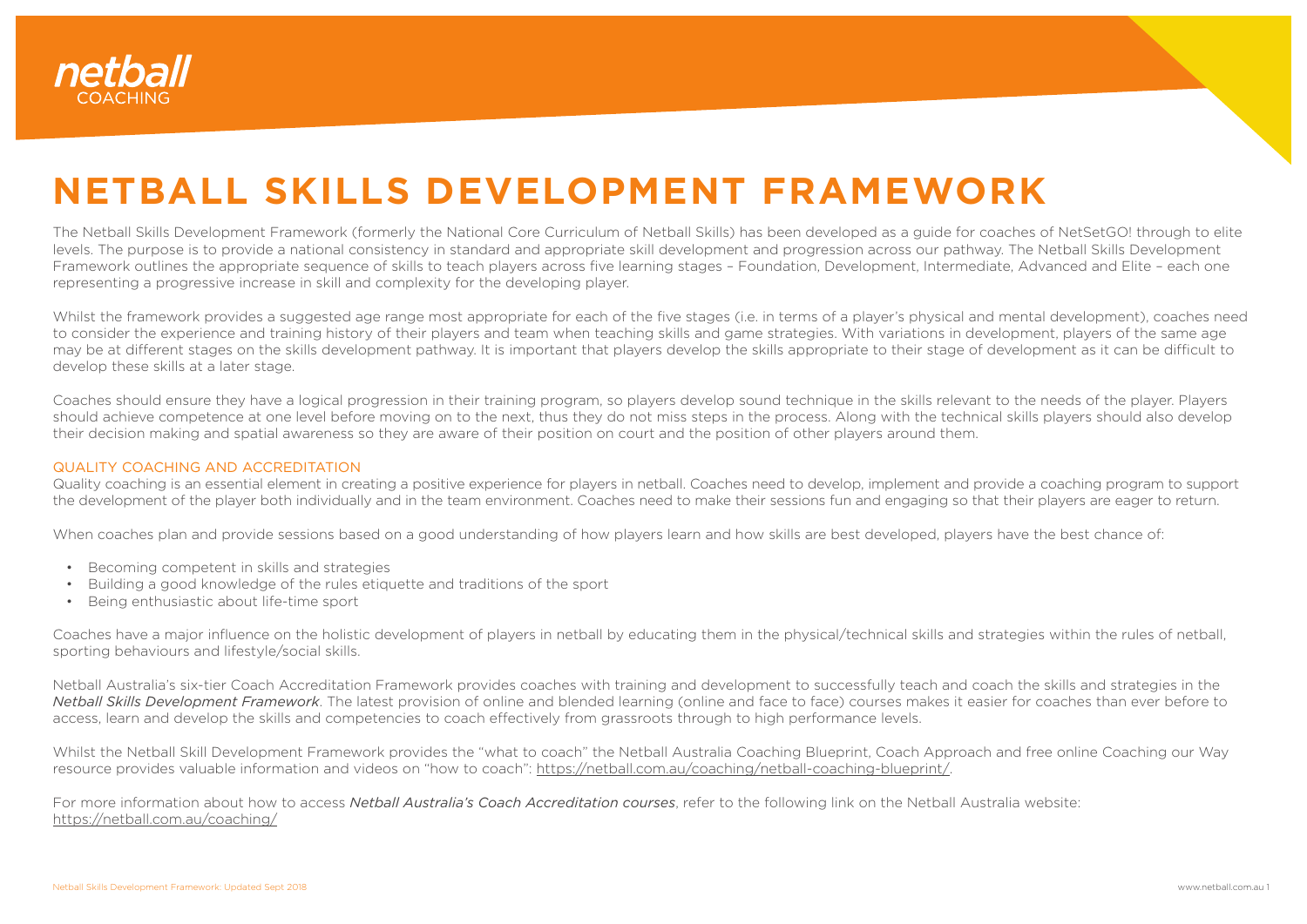# NETBALL SKILLS DEVELOPMENT FRAMEWORK

The Netball Skills Development Framework (formerly the National Core Curriculum of Netball Skills) has been developed as a guide for coaches of NetSetGO! through to elite levels. The purpose is to provide a national consistency in standard and appropriate skill development and progression across our pathway. The Netball Skills Development Framework outlines the appropriate sequence of skills to teach players across five learning stages – Foundation, Development, Intermediate, Advanced and Elite – each one representing a progressive increase in skill and complexity for the developing player.

Whilst the framework provides a suggested age range most appropriate for each of the five stages (i.e. in terms of a player's physical and mental development), coaches need to consider the experience and training history of their players and team when teaching skills and game strategies. With variations in development, players of the same age may be at different stages on the skills development pathway. It is important that players develop the skills appropriate to their stage of development as it can be difficult to develop these skills at a later stage.

Coaches should ensure they have a logical progression in their training program, so players develop sound technique in the skills relevant to the needs of the player. Players should achieve competence at one level before moving on to the next, thus they do not miss steps in the process. Along with the technical skills players should also develop their decision making and spatial awareness so they are aware of their position on court and the position of other players around them.

## QUALITY COACHING AND ACCREDITATION

Quality coaching is an essential element in creating a positive experience for players in netball. Coaches need to develop, implement and provide a coaching program to support the development of the player both individually and in the team environment. Coaches need to make their sessions fun and engaging so that their players are eager to return.

When coaches plan and provide sessions based on a good understanding of how players learn and how skills are best developed, players have the best chance of:

- Becoming competent in skills and strategies
- Building a good knowledge of the rules etiquette and traditions of the sport
- Being enthusiastic about life-time sport

Coaches have a major influence on the holistic development of players in netball by educating them in the physical/technical skills and strategies within the rules of netball, sporting behaviours and lifestyle/social skills.

Netball Australia's six-tier Coach Accreditation Framework provides coaches with training and development to successfully teach and coach the skills and strategies in the *Netball Skills Development Framework*. The latest provision of online and blended learning (online and face to face) courses makes it easier for coaches than ever before to access, learn and develop the skills and competencies to coach effectively from grassroots through to high performance levels.

Whilst the Netball Skill Development Framework provides the "what to coach" the Netball Australia Coaching Blueprint, Coach Approach and free online Coaching our Way resource provides valuable information and videos on "how to coach": https://netball.com.au/coaching/netball-coaching-blueprint/.

For more information about how to access *Netball Australia's Coach Accreditation courses*, refer to the following link on the Netball Australia website: https://netball.com.au/coaching/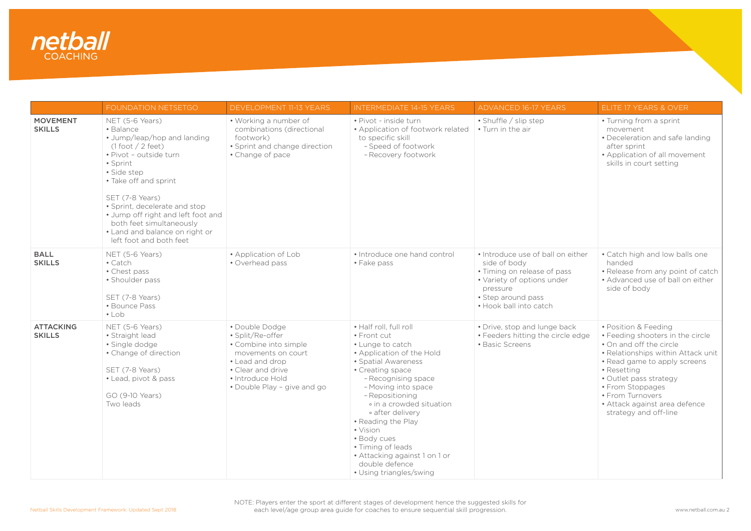netball COACHING

| | FOUNDATION NETSETGO | DEVELOPMENT 11-13 YEARS | INTERMEDIATE 14-15 YEARS | ADVANCED 16-17 YEARS | ELITE 17 YEARS & OVER |
|---|---|---|---|---|---|
| **MOVEMENT SKILLS** | NET (5-6 Years)<br>• Balance<br>• Jump/leap/hop and landing (1 foot / 2 feet)<br>• Pivot – outside turn<br>• Sprint<br>• Side step<br>• Take off and sprint<br><br>SET (7-8 Years)<br>• Sprint, decelerate and stop<br>• Jump off right and left foot and both feet simultaneously<br>• Land and balance on right or left foot and both feet | • Working a number of combinations (directional footwork)<br>• Sprint and change direction<br>• Change of pace | • Pivot - inside turn<br>• Application of footwork related to specific skill<br>  – Speed of footwork<br>  – Recovery footwork | • Shuffle / slip step<br>• Turn in the air | • Turning from a sprint movement<br>• Deceleration and safe landing after sprint<br>• Application of all movement skills in court setting |
| **BALL SKILLS** | NET (5-6 Years)<br>• Catch<br>• Chest pass<br>• Shoulder pass<br><br>SET (7-8 Years)<br>• Bounce Pass<br>• Lob | • Application of Lob<br>• Overhead pass | • Introduce one hand control<br>• Fake pass | • Introduce use of ball on either side of body<br>• Timing on release of pass<br>• Variety of options under pressure<br>• Step around pass<br>• Hook ball into catch | • Catch high and low balls one handed<br>• Release from any point of catch<br>• Advanced use of ball on either side of body |
| **ATTACKING SKILLS** | NET (5-6 Years)<br>• Straight lead<br>• Single dodge<br>• Change of direction<br><br>SET (7-8 Years)<br>• Lead, pivot & pass<br><br>GO (9-10 Years)<br>Two leads | • Double Dodge<br>• Split/Re-offer<br>• Combine into simple movements on court<br>• Lead and drop<br>• Clear and drive<br>• Introduce Hold<br>• Double Play – give and go | • Half roll, full roll<br>• Front cut<br>• Lunge to catch<br>• Application of the Hold<br>• Spatial Awareness<br>• Creating space<br>  – Recognising space<br>  – Moving into space<br>  – Repositioning<br>    ◦ in a crowded situation<br>    ◦ after delivery<br>• Reading the Play<br>• Vision<br>• Body cues<br>• Timing of leads<br>• Attacking against 1 on 1 or double defence<br>• Using triangles/swing | • Drive, stop and lunge back<br>• Feeders hitting the circle edge<br>• Basic Screens | • Position & Feeding<br>• Feeding shooters in the circle<br>• On and off the circle<br>• Relationships within Attack unit<br>• Read game to apply screens<br>• Resetting<br>• Outlet pass strategy<br>• From Stoppages<br>• From Turnovers<br>• Attack against area defence strategy and off-line |

NOTE: Players enter the sport at different stages of development hence the suggested skills for each level/age group area guide for coaches to ensure sequential skill progression.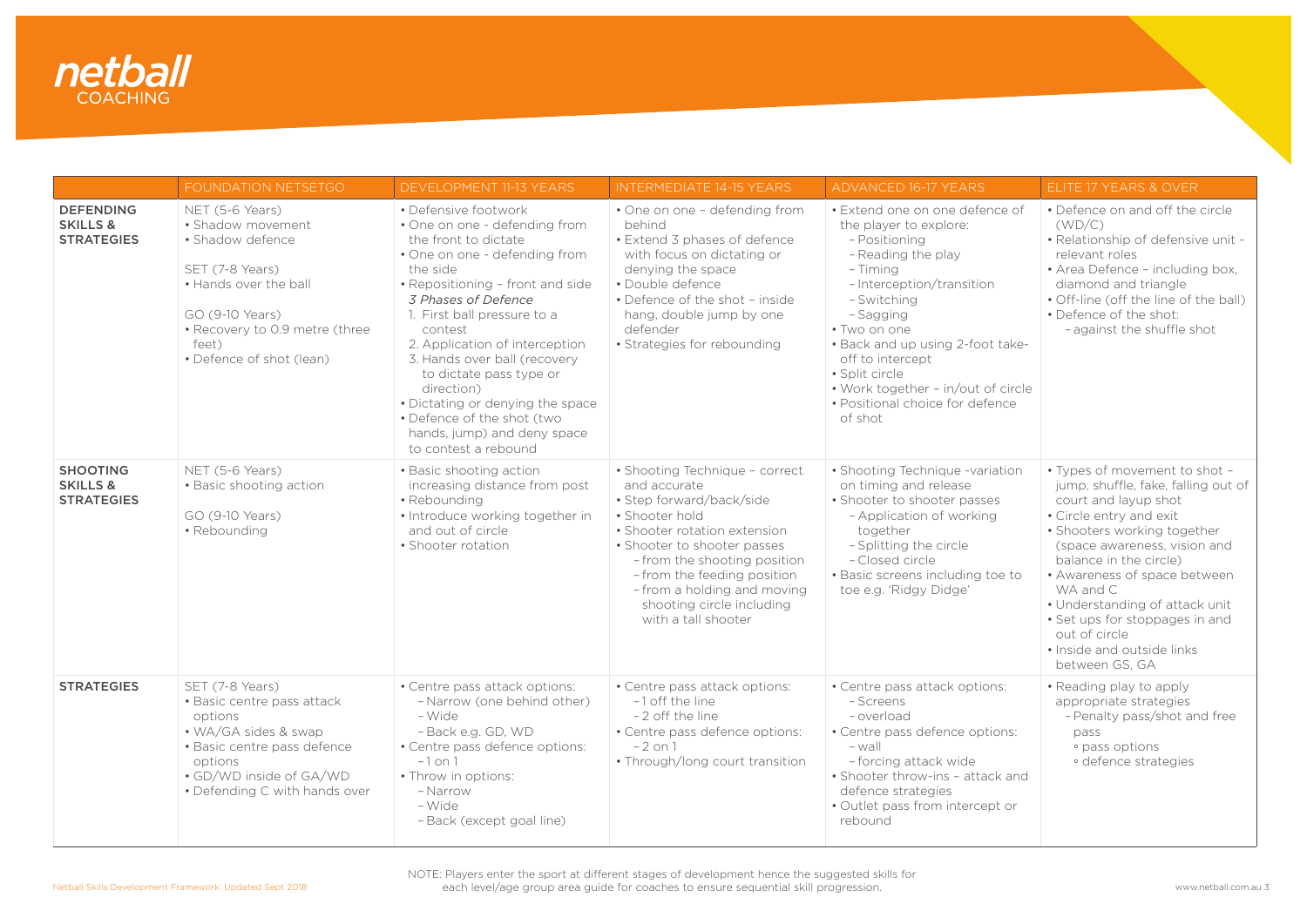netball COACHING

| | FOUNDATION NETSETGO | DEVELOPMENT 11-13 YEARS | INTERMEDIATE 14-15 YEARS | ADVANCED 16-17 YEARS | ELITE 17 YEARS & OVER |
|---|---|---|---|---|---|
| **DEFENDING SKILLS & STRATEGIES** | NET (5-6 Years)<br>• Shadow movement<br>• Shadow defence<br><br>SET (7-8 Years)<br>• Hands over the ball<br><br>GO (9-10 Years)<br>• Recovery to 0.9 metre (three feet)<br>• Defence of shot (lean) | • Defensive footwork<br>• One on one - defending from the front to dictate<br>• One on one - defending from the side<br>• Repositioning – front and side<br>*3 Phases of Defence*<br>1. First ball pressure to a contest<br>2. Application of interception<br>3. Hands over ball (recovery to dictate pass type or direction)<br>• Dictating or denying the space<br>• Defence of the shot (two hands, jump) and deny space to contest a rebound | • One on one – defending from behind<br>• Extend 3 phases of defence with focus on dictating or denying the space<br>• Double defence<br>• Defence of the shot – inside hang, double jump by one defender<br>• Strategies for rebounding | • Extend one on one defence of the player to explore:<br>– Positioning<br>– Reading the play<br>– Timing<br>– Interception/transition<br>– Switching<br>– Sagging<br>• Two on one<br>• Back and up using 2-foot take-off to intercept<br>• Split circle<br>• Work together – in/out of circle<br>• Positional choice for defence of shot | • Defence on and off the circle (WD/C)<br>• Relationship of defensive unit - relevant roles<br>• Area Defence – including box, diamond and triangle<br>• Off-line (off the line of the ball)<br>• Defence of the shot:<br>– against the shuffle shot |
| **SHOOTING SKILLS & STRATEGIES** | NET (5-6 Years)<br>• Basic shooting action<br><br>GO (9-10 Years)<br>• Rebounding | • Basic shooting action increasing distance from post<br>• Rebounding<br>• Introduce working together in and out of circle<br>• Shooter rotation | • Shooting Technique – correct and accurate<br>• Step forward/back/side<br>• Shooter hold<br>• Shooter rotation extension<br>• Shooter to shooter passes<br>– from the shooting position<br>– from the feeding position<br>– from a holding and moving shooting circle including with a tall shooter | • Shooting Technique -variation on timing and release<br>• Shooter to shooter passes<br>– Application of working together<br>– Splitting the circle<br>– Closed circle<br>• Basic screens including toe to toe e.g. 'Ridgy Didge' | • Types of movement to shot – jump, shuffle, fake, falling out of court and layup shot<br>• Circle entry and exit<br>• Shooters working together (space awareness, vision and balance in the circle)<br>• Awareness of space between WA and C<br>• Understanding of attack unit<br>• Set ups for stoppages in and out of circle<br>• Inside and outside links between GS, GA |
| **STRATEGIES** | SET (7-8 Years)<br>• Basic centre pass attack options<br>• WA/GA sides & swap<br>• Basic centre pass defence options<br>• GD/WD inside of GA/WD<br>• Defending C with hands over | • Centre pass attack options:<br>– Narrow (one behind other)<br>– Wide<br>– Back e.g. GD, WD<br>• Centre pass defence options:<br>– 1 on 1<br>• Throw in options:<br>– Narrow<br>– Wide<br>– Back (except goal line) | • Centre pass attack options:<br>– 1 off the line<br>– 2 off the line<br>• Centre pass defence options:<br>– 2 on 1<br>• Through/long court transition | • Centre pass attack options:<br>– Screens<br>– overload<br>• Centre pass defence options:<br>– wall<br>– forcing attack wide<br>• Shooter throw-ins – attack and defence strategies<br>• Outlet pass from intercept or rebound | • Reading play to apply appropriate strategies<br>– Penalty pass/shot and free pass<br>◦ pass options<br>◦ defence strategies |

NOTE: Players enter the sport at different stages of development hence the suggested skills for each level/age group area guide for coaches to ensure sequential skill progression.

Netball Skills Development Framework: Updated Sept 2018

www.netball.com.au